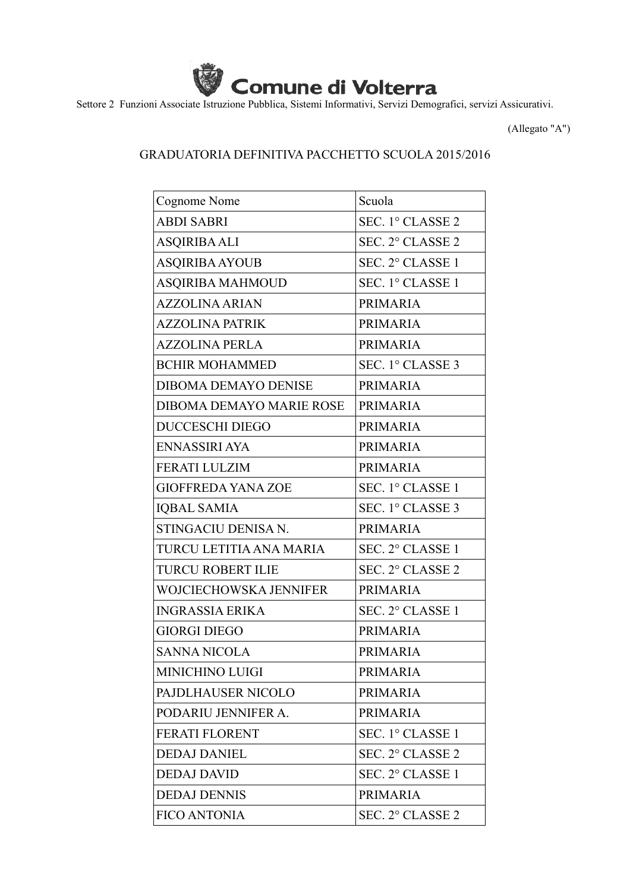**Comune di Volterra**

Settore 2 Funzioni Associate Istruzione Pubblica, Sistemi Informativi, Servizi Demografici, servizi Assicurativi.

(Allegato "A")

GRADUATORIA DEFINITIVA PACCHETTO SCUOLA 2015/2016

| Cognome Nome | Scuola |
|---|---|
| ABDI SABRI | SEC. 1° CLASSE 2 |
| ASQIRIBA ALI | SEC. 2° CLASSE 2 |
| ASQIRIBA AYOUB | SEC. 2° CLASSE 1 |
| ASQIRIBA MAHMOUD | SEC. 1° CLASSE 1 |
| AZZOLINA ARIAN | PRIMARIA |
| AZZOLINA PATRIK | PRIMARIA |
| AZZOLINA PERLA | PRIMARIA |
| BCHIR MOHAMMED | SEC. 1° CLASSE 3 |
| DIBOMA DEMAYO DENISE | PRIMARIA |
| DIBOMA DEMAYO MARIE ROSE | PRIMARIA |
| DUCCESCHI DIEGO | PRIMARIA |
| ENNASSIRI AYA | PRIMARIA |
| FERATI LULZIM | PRIMARIA |
| GIOFFREDA YANA ZOE | SEC. 1° CLASSE 1 |
| IQBAL SAMIA | SEC. 1° CLASSE 3 |
| STINGACIU DENISA N. | PRIMARIA |
| TURCU LETITIA ANA MARIA | SEC. 2° CLASSE 1 |
| TURCU ROBERT ILIE | SEC. 2° CLASSE 2 |
| WOJCIECHOWSKA JENNIFER | PRIMARIA |
| INGRASSIA ERIKA | SEC. 2° CLASSE 1 |
| GIORGI DIEGO | PRIMARIA |
| SANNA NICOLA | PRIMARIA |
| MINICHINO LUIGI | PRIMARIA |
| PAJDLHAUSER NICOLO | PRIMARIA |
| PODARIU JENNIFER A. | PRIMARIA |
| FERATI FLORENT | SEC. 1° CLASSE 1 |
| DEDAJ DANIEL | SEC. 2° CLASSE 2 |
| DEDAJ DAVID | SEC. 2° CLASSE 1 |
| DEDAJ DENNIS | PRIMARIA |
| FICO ANTONIA | SEC. 2° CLASSE 2 |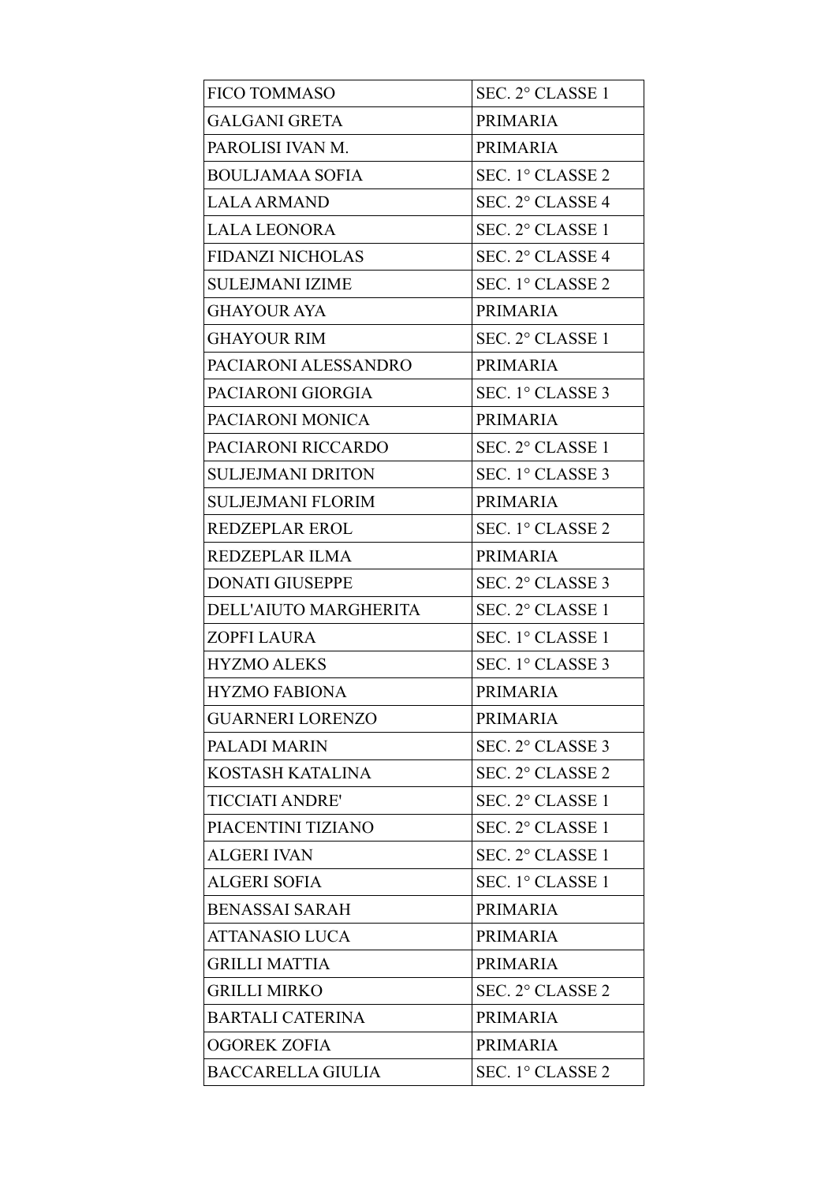| FICO TOMMASO | SEC. 2° CLASSE 1 |
|---|---|
| GALGANI GRETA | PRIMARIA |
| PAROLISI IVAN M. | PRIMARIA |
| BOULJAMAA SOFIA | SEC. 1° CLASSE 2 |
| LALA ARMAND | SEC. 2° CLASSE 4 |
| LALA LEONORA | SEC. 2° CLASSE 1 |
| FIDANZI NICHOLAS | SEC. 2° CLASSE 4 |
| SULEJMANI IZIME | SEC. 1° CLASSE 2 |
| GHAYOUR AYA | PRIMARIA |
| GHAYOUR RIM | SEC. 2° CLASSE 1 |
| PACIARONI ALESSANDRO | PRIMARIA |
| PACIARONI GIORGIA | SEC. 1° CLASSE 3 |
| PACIARONI MONICA | PRIMARIA |
| PACIARONI RICCARDO | SEC. 2° CLASSE 1 |
| SULJEJMANI DRITON | SEC. 1° CLASSE 3 |
| SULJEJMANI FLORIM | PRIMARIA |
| REDZEPLAR EROL | SEC. 1° CLASSE 2 |
| REDZEPLAR ILMA | PRIMARIA |
| DONATI GIUSEPPE | SEC. 2° CLASSE 3 |
| DELL'AIUTO MARGHERITA | SEC. 2° CLASSE 1 |
| ZOPFI LAURA | SEC. 1° CLASSE 1 |
| HYZMO ALEKS | SEC. 1° CLASSE 3 |
| HYZMO FABIONA | PRIMARIA |
| GUARNERI LORENZO | PRIMARIA |
| PALADI MARIN | SEC. 2° CLASSE 3 |
| KOSTASH KATALINA | SEC. 2° CLASSE 2 |
| TICCIATI ANDRE' | SEC. 2° CLASSE 1 |
| PIACENTINI TIZIANO | SEC. 2° CLASSE 1 |
| ALGERI IVAN | SEC. 2° CLASSE 1 |
| ALGERI SOFIA | SEC. 1° CLASSE 1 |
| BENASSAI SARAH | PRIMARIA |
| ATTANASIO LUCA | PRIMARIA |
| GRILLI MATTIA | PRIMARIA |
| GRILLI MIRKO | SEC. 2° CLASSE 2 |
| BARTALI CATERINA | PRIMARIA |
| OGOREK ZOFIA | PRIMARIA |
| BACCARELLA GIULIA | SEC. 1° CLASSE 2 |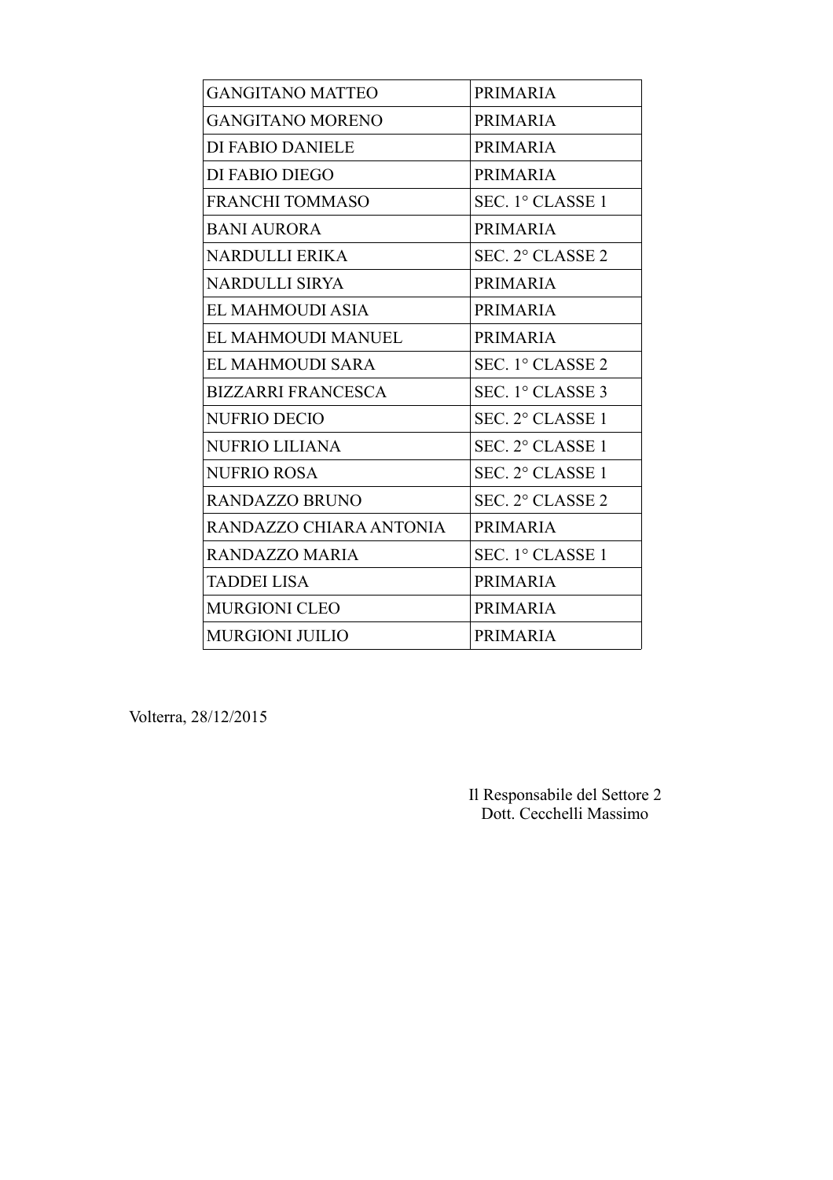| | |
|---|---|
| GANGITANO MATTEO | PRIMARIA |
| GANGITANO MORENO | PRIMARIA |
| DI FABIO DANIELE | PRIMARIA |
| DI FABIO DIEGO | PRIMARIA |
| FRANCHI TOMMASO | SEC. 1° CLASSE 1 |
| BANI AURORA | PRIMARIA |
| NARDULLI ERIKA | SEC. 2° CLASSE 2 |
| NARDULLI SIRYA | PRIMARIA |
| EL MAHMOUDI ASIA | PRIMARIA |
| EL MAHMOUDI MANUEL | PRIMARIA |
| EL MAHMOUDI SARA | SEC. 1° CLASSE 2 |
| BIZZARRI FRANCESCA | SEC. 1° CLASSE 3 |
| NUFRIO DECIO | SEC. 2° CLASSE 1 |
| NUFRIO LILIANA | SEC. 2° CLASSE 1 |
| NUFRIO ROSA | SEC. 2° CLASSE 1 |
| RANDAZZO BRUNO | SEC. 2° CLASSE 2 |
| RANDAZZO CHIARA ANTONIA | PRIMARIA |
| RANDAZZO MARIA | SEC. 1° CLASSE 1 |
| TADDEI LISA | PRIMARIA |
| MURGIONI CLEO | PRIMARIA |
| MURGIONI JUILIO | PRIMARIA |

Volterra, 28/12/2015

Il Responsabile del Settore 2
Dott. Cecchelli Massimo